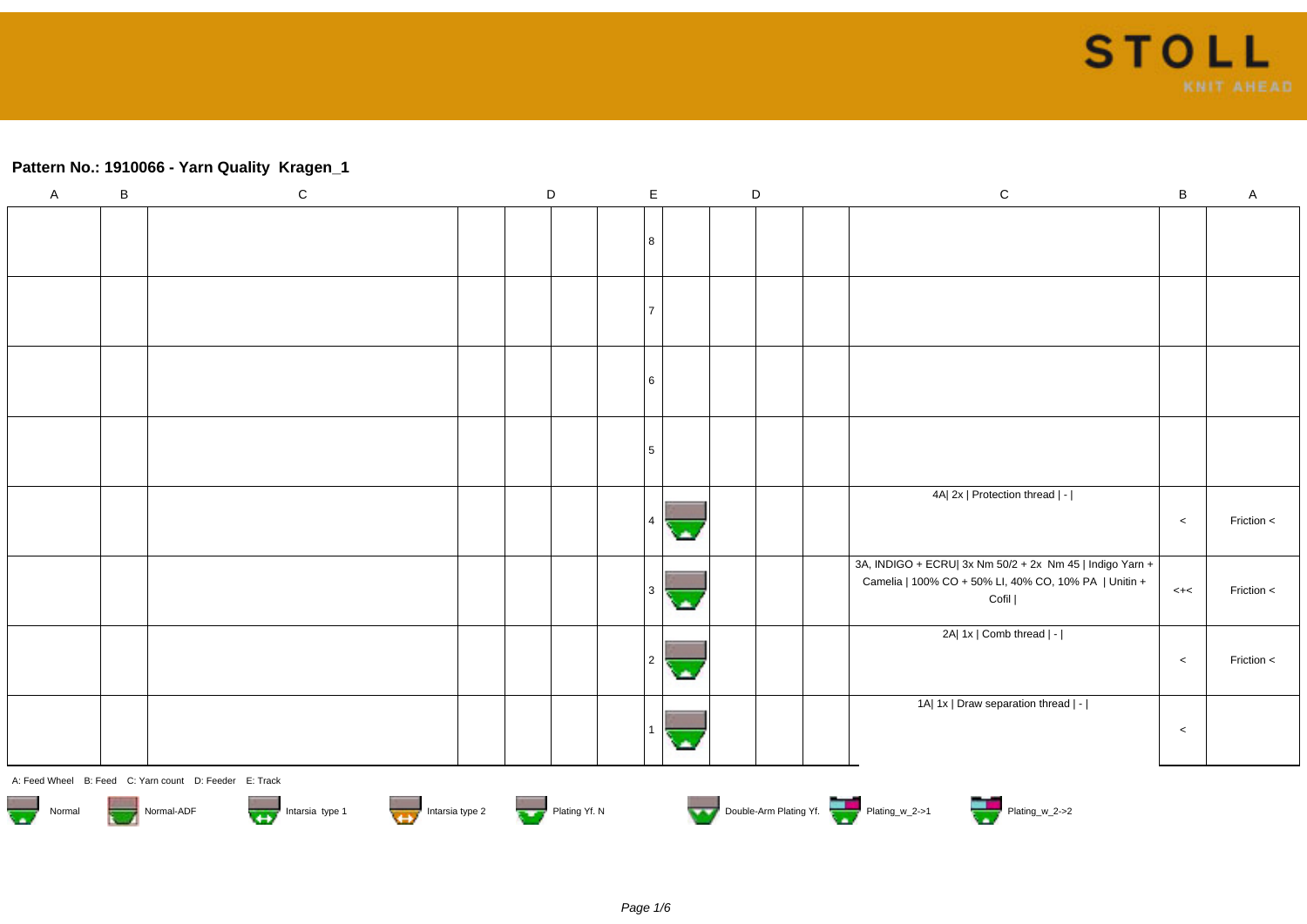## Pattern No.: 1910066 - Yarn Quality Kragen_1

| A | B | C | D | | | E | | D | | | C | B | A |
|---|---|---|---|---|---|---|---|---|---|---|---|---|---|
| | | | | | | 8 | | | | | | | |
| | | | | | | 7 | | | | | | | |
| | | | | | | 6 | | | | | | | |
| | | | | | | 5 | | | | | | | |
| | | | | | | 4 | | | | | 4A\| 2x \| Protection thread \| - \| | < | Friction < |
| | | | | | | 3 | | | | | 3A, INDIGO + ECRU\| 3x Nm 50/2 + 2x Nm 45 \| Indigo Yarn + Camelia \| 100% CO + 50% LI, 40% CO, 10% PA \| Unitin + Cofil \| | <+< | Friction < |
| | | | | | | 2 | | | | | 2A\| 1x \| Comb thread \| - \| | < | Friction < |
| | | | | | | 1 | | | | | 1A\| 1x \| Draw separation thread \| - \| | < | |

A: Feed Wheel B: Feed C: Yarn count D: Feeder E: Track

Normal Normal-ADF Intarsia type 1 Intarsia type 2 Plating Yf. N Double-Arm Plating Yf. Plating_w_2->1 Plating_w_2->2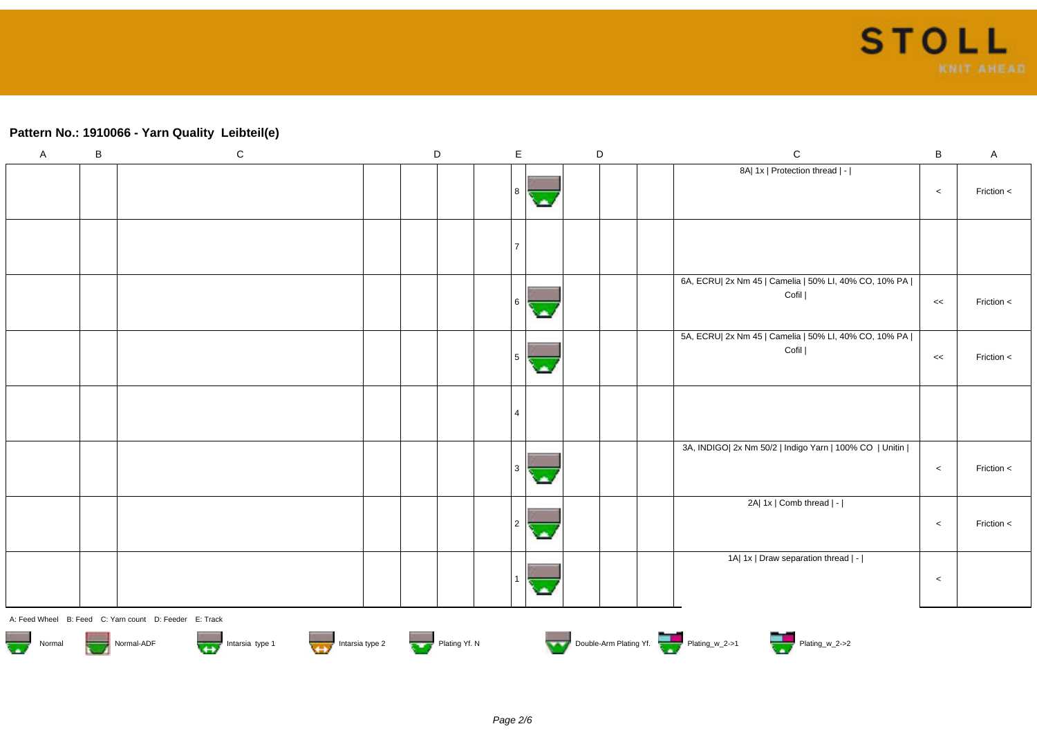## Pattern No.: 1910066 - Yarn Quality Leibteil(e)

| A | B | C | D | | | E | | D | | | C | B | A |
|---|---|---|---|---|---|---|---|---|---|---|---|---|---|
| | | | | | | 8 | | | | | 8A\| 1x \| Protection thread \| - \| | < | Friction < |
| | | | | | | 7 | | | | | | | |
| | | | | | | 6 | | | | | 6A, ECRU\| 2x Nm 45 \| Camelia \| 50% LI, 40% CO, 10% PA \| Cofil \| | << | Friction < |
| | | | | | | 5 | | | | | 5A, ECRU\| 2x Nm 45 \| Camelia \| 50% LI, 40% CO, 10% PA \| Cofil \| | << | Friction < |
| | | | | | | 4 | | | | | | | |
| | | | | | | 3 | | | | | 3A, INDIGO\| 2x Nm 50/2 \| Indigo Yarn \| 100% CO \| Unitin \| | < | Friction < |
| | | | | | | 2 | | | | | 2A\| 1x \| Comb thread \| - \| | < | Friction < |
| | | | | | | 1 | | | | | 1A\| 1x \| Draw separation thread \| - \| | < | |

A: Feed Wheel B: Feed C: Yarn count D: Feeder E: Track

Normal · Normal-ADF · Intarsia type 1 · Intarsia type 2 · Plating Yf. N · Double-Arm Plating Yf. · Plating_w_2->1 · Plating_w_2->2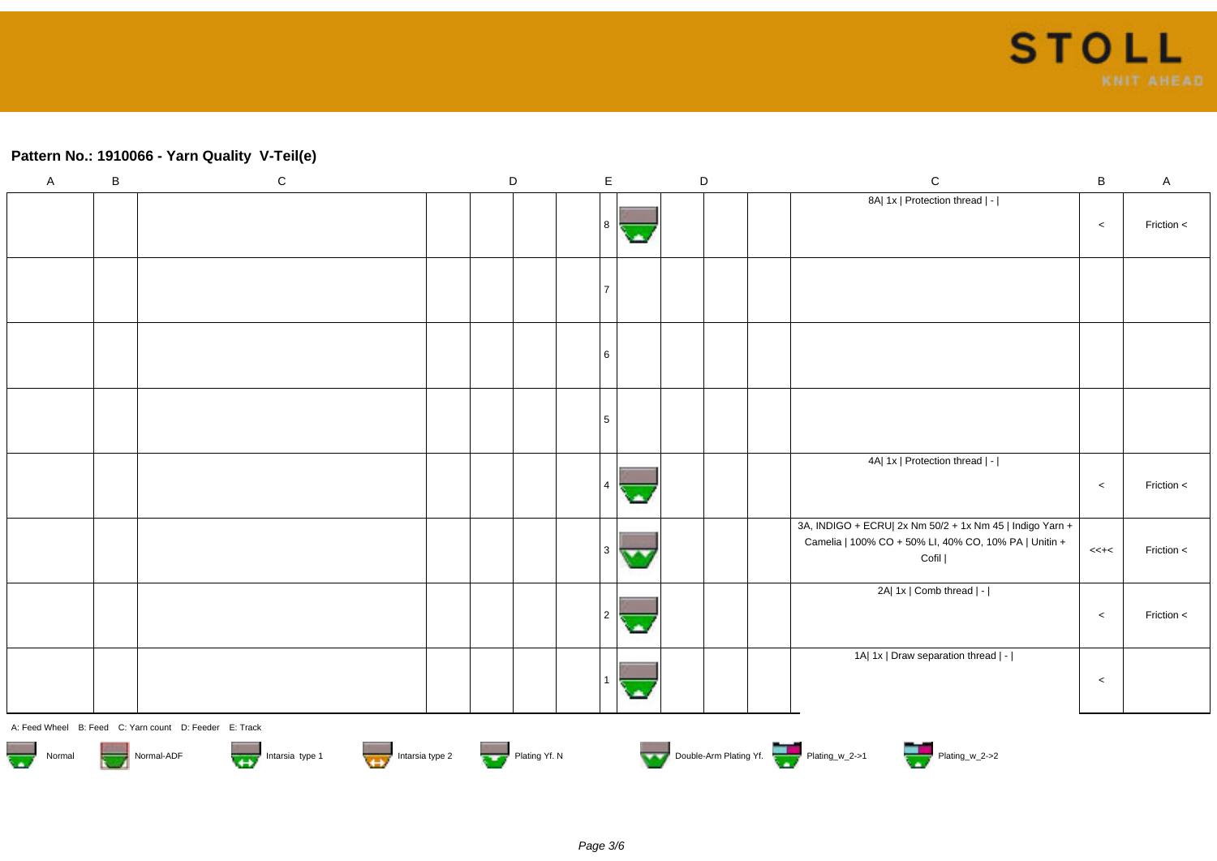**Pattern No.: 1910066 - Yarn Quality V-Teil(e)**

| A | B | C | D | | E | | D | | C | B | A |
|---|---|---|---|---|---|---|---|---|---|---|---|
| | | | | | 8 | | | | 8A\| 1x \| Protection thread \| - \| | < | Friction < |
| | | | | | 7 | | | | | | |
| | | | | | 6 | | | | | | |
| | | | | | 5 | | | | | | |
| | | | | | 4 | | | | 4A\| 1x \| Protection thread \| - \| | < | Friction < |
| | | | | | 3 | | | | 3A, INDIGO + ECRU\| 2x Nm 50/2 + 1x Nm 45 \| Indigo Yarn + Camelia \| 100% CO + 50% LI, 40% CO, 10% PA \| Unitin + Cofil \| | <<+< | Friction < |
| | | | | | 2 | | | | 2A\| 1x \| Comb thread \| - \| | < | Friction < |
| | | | | | 1 | | | | 1A\| 1x \| Draw separation thread \| - \| | < | |

A: Feed Wheel B: Feed C: Yarn count D: Feeder E: Track

Normal Normal-ADF Intarsia type 1 Intarsia type 2 Plating Yf. N Double-Arm Plating Yf. Plating_w_2->1 Plating_w_2->2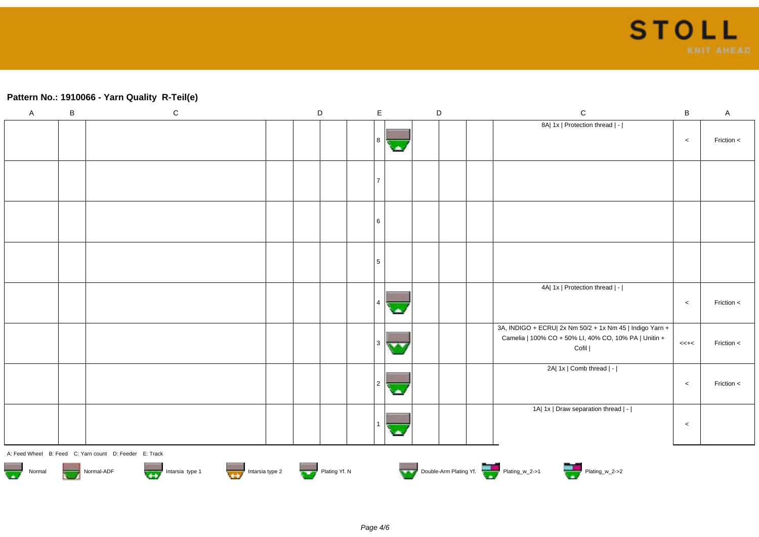## Pattern No.: 1910066 - Yarn Quality  R-Teil(e)

| A | B | C | D | | E | | D | | C | B | A |
|---|---|---|---|---|---|---|---|---|---|---|---|
| | | | | | 8 | | | | 8A\| 1x \| Protection thread \| - \| | < | Friction < |
| | | | | | 7 | | | | | | |
| | | | | | 6 | | | | | | |
| | | | | | 5 | | | | | | |
| | | | | | 4 | | | | 4A\| 1x \| Protection thread \| - \| | < | Friction < |
| | | | | | 3 | | | | 3A, INDIGO + ECRU\| 2x Nm 50/2 + 1x Nm 45 \| Indigo Yarn + Camelia \| 100% CO + 50% LI, 40% CO, 10% PA \| Unitin + Cofil \| | <<+< | Friction < |
| | | | | | 2 | | | | 2A\| 1x \| Comb thread \| - \| | < | Friction < |
| | | | | | 1 | | | | 1A\| 1x \| Draw separation thread \| - \| | < | |

A: Feed Wheel   B: Feed   C: Yarn count   D: Feeder   E: Track

Normal   Normal-ADF   Intarsia type 1   Intarsia type 2   Plating Yf. N   Double-Arm Plating Yf.   Plating_w_2->1   Plating_w_2->2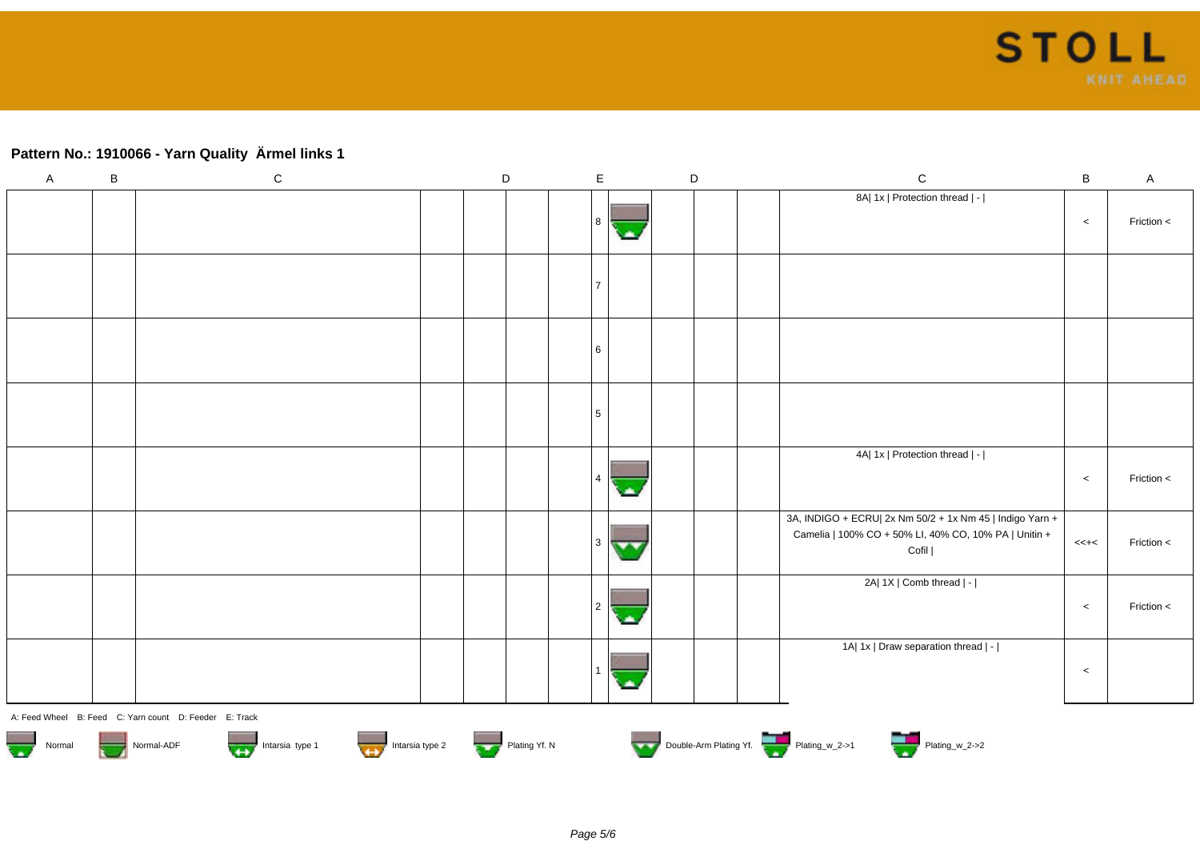## Pattern No.: 1910066 - Yarn Quality  Ärmel links 1

| A | B | C | D | | | E | | D | | C | B | A |
|---|---|---|---|---|---|---|---|---|---|---|---|---|
| | | | | | | 8 | | | | 8A\| 1x \| Protection thread \| - \| | < | Friction < |
| | | | | | | 7 | | | | | | |
| | | | | | | 6 | | | | | | |
| | | | | | | 5 | | | | | | |
| | | | | | | 4 | | | | 4A\| 1x \| Protection thread \| - \| | < | Friction < |
| | | | | | | 3 | | | | 3A, INDIGO + ECRU\| 2x Nm 50/2 + 1x Nm 45 \| Indigo Yarn + Camelia \| 100% CO + 50% LI, 40% CO, 10% PA \| Unitin + Cofil \| | <<+< | Friction < |
| | | | | | | 2 | | | | 2A\| 1X \| Comb thread \| - \| | < | Friction < |
| | | | | | | 1 | | | | 1A\| 1x \| Draw separation thread \| - \| | < | |

A: Feed Wheel   B: Feed   C: Yarn count   D: Feeder   E: Track

Normal   Normal-ADF   Intarsia type 1   Intarsia type 2   Plating Yf. N   Double-Arm Plating Yf.   Plating_w_2->1   Plating_w_2->2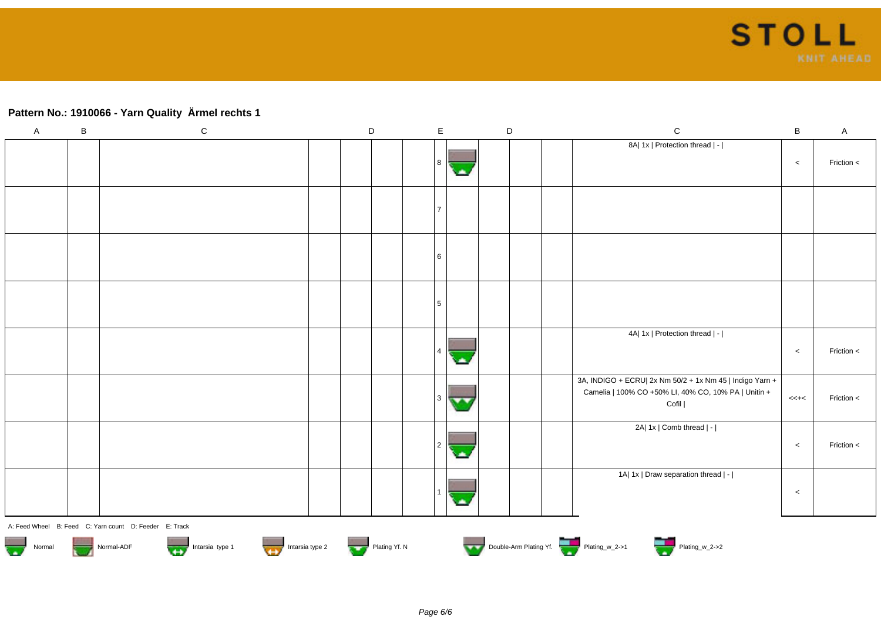## Pattern No.: 1910066 - Yarn Quality Ärmel rechts 1

| A | B | C | D | | | E | | D | | | C | B | A |
|---|---|---|---|---|---|---|---|---|---|---|---|---|---|
| | | | | | | 8 | | | | | 8A\| 1x \| Protection thread \| - \| | < | Friction < |
| | | | | | | 7 | | | | | | | |
| | | | | | | 6 | | | | | | | |
| | | | | | | 5 | | | | | | | |
| | | | | | | 4 | | | | | 4A\| 1x \| Protection thread \| - \| | < | Friction < |
| | | | | | | 3 | | | | | 3A, INDIGO + ECRU\| 2x Nm 50/2 + 1x Nm 45 \| Indigo Yarn + Camelia \| 100% CO +50% LI, 40% CO, 10% PA \| Unitin + Cofil \| | <<+< | Friction < |
| | | | | | | 2 | | | | | 2A\| 1x \| Comb thread \| - \| | < | Friction < |
| | | | | | | 1 | | | | | 1A\| 1x \| Draw separation thread \| - \| | < | |

A: Feed Wheel B: Feed C: Yarn count D: Feeder E: Track

Normal | Normal-ADF | Intarsia type 1 | Intarsia type 2 | Plating Yf. N | Double-Arm Plating Yf. | Plating_w_2->1 | Plating_w_2->2